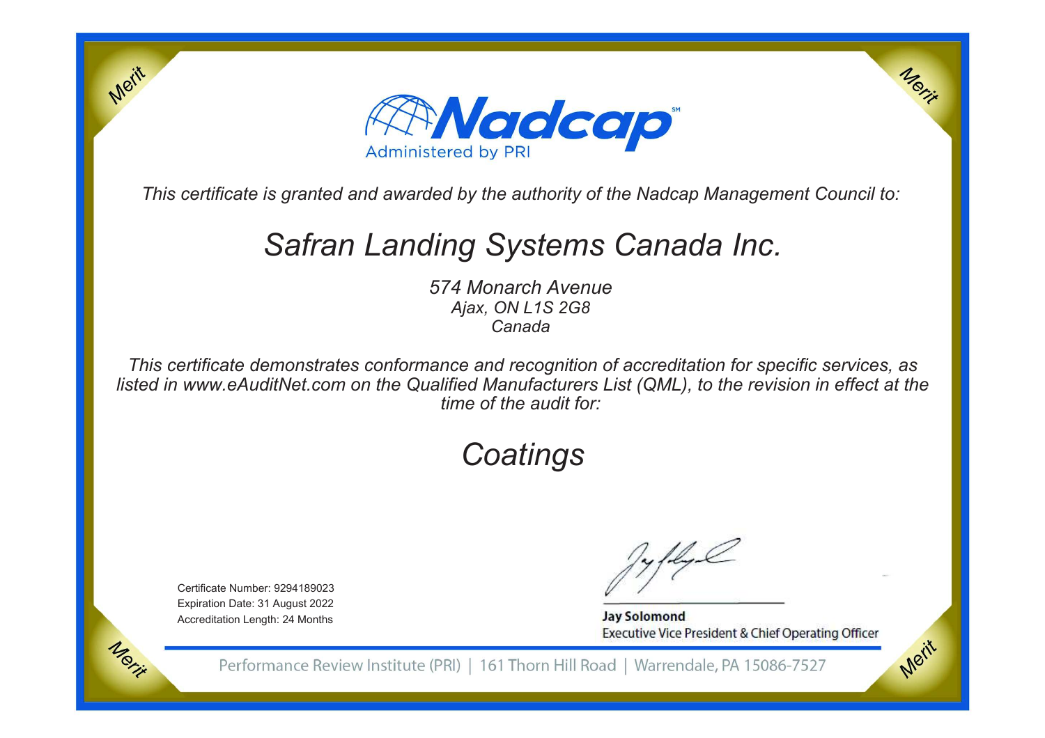Merit

Merit

# Nadcap

Administered by PRI

*This certificate is granted and awarded by the authority of the Nadcap Management Council to:*

## *Safran Landing Systems Canada Inc.*

*574 Monarch Avenue*
*Ajax, ON L1S 2G8*
*Canada*

*This certificate demonstrates conformance and recognition of accreditation for specific services, as listed in www.eAuditNet.com on the Qualified Manufacturers List (QML), to the revision in effect at the time of the audit for:*

## *Coatings*

Certificate Number: 9294189023
Expiration Date: 31 August 2022
Accreditation Length: 24 Months

**Jay Solomond**
Executive Vice President & Chief Operating Officer

Performance Review Institute (PRI) | 161 Thorn Hill Road | Warrendale, PA 15086-7527

Merit

Merit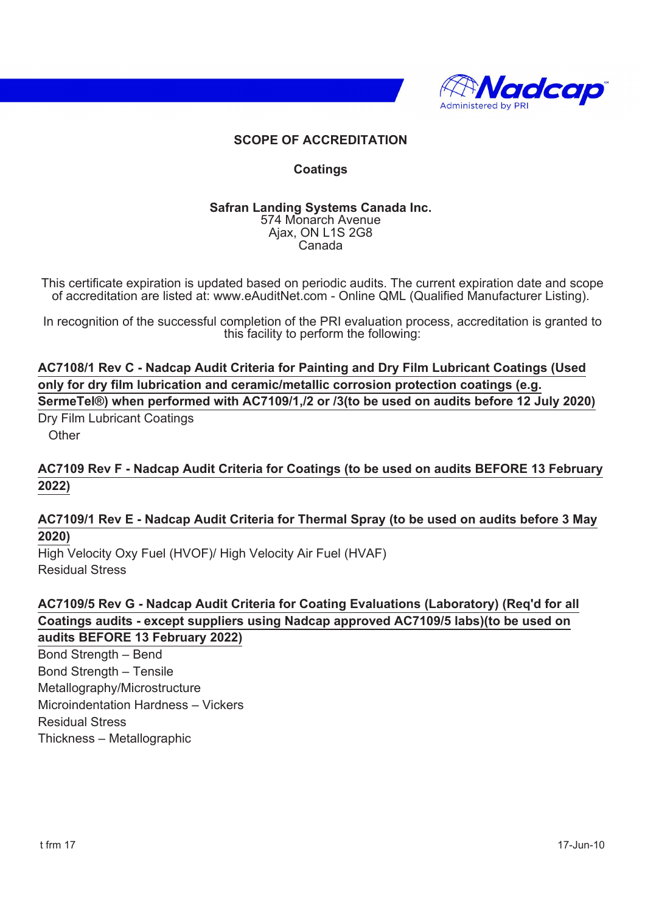## SCOPE OF ACCREDITATION

### Coatings

**Safran Landing Systems Canada Inc.**
574 Monarch Avenue
Ajax, ON L1S 2G8
Canada

This certificate expiration is updated based on periodic audits. The current expiration date and scope of accreditation are listed at: www.eAuditNet.com - Online QML (Qualified Manufacturer Listing).

In recognition of the successful completion of the PRI evaluation process, accreditation is granted to this facility to perform the following:

**AC7108/1 Rev C - Nadcap Audit Criteria for Painting and Dry Film Lubricant Coatings (Used only for dry film lubrication and ceramic/metallic corrosion protection coatings (e.g. SermeTel®) when performed with AC7109/1,/2 or /3(to be used on audits before 12 July 2020)**

Dry Film Lubricant Coatings
- Other

**AC7109 Rev F - Nadcap Audit Criteria for Coatings (to be used on audits BEFORE 13 February 2022)**

**AC7109/1 Rev E - Nadcap Audit Criteria for Thermal Spray (to be used on audits before 3 May 2020)**

High Velocity Oxy Fuel (HVOF)/ High Velocity Air Fuel (HVAF)
Residual Stress

**AC7109/5 Rev G - Nadcap Audit Criteria for Coating Evaluations (Laboratory) (Req'd for all Coatings audits - except suppliers using Nadcap approved AC7109/5 labs)(to be used on audits BEFORE 13 February 2022)**

Bond Strength – Bend
Bond Strength – Tensile
Metallography/Microstructure
Microindentation Hardness – Vickers
Residual Stress
Thickness – Metallographic

t frm 17

17-Jun-10